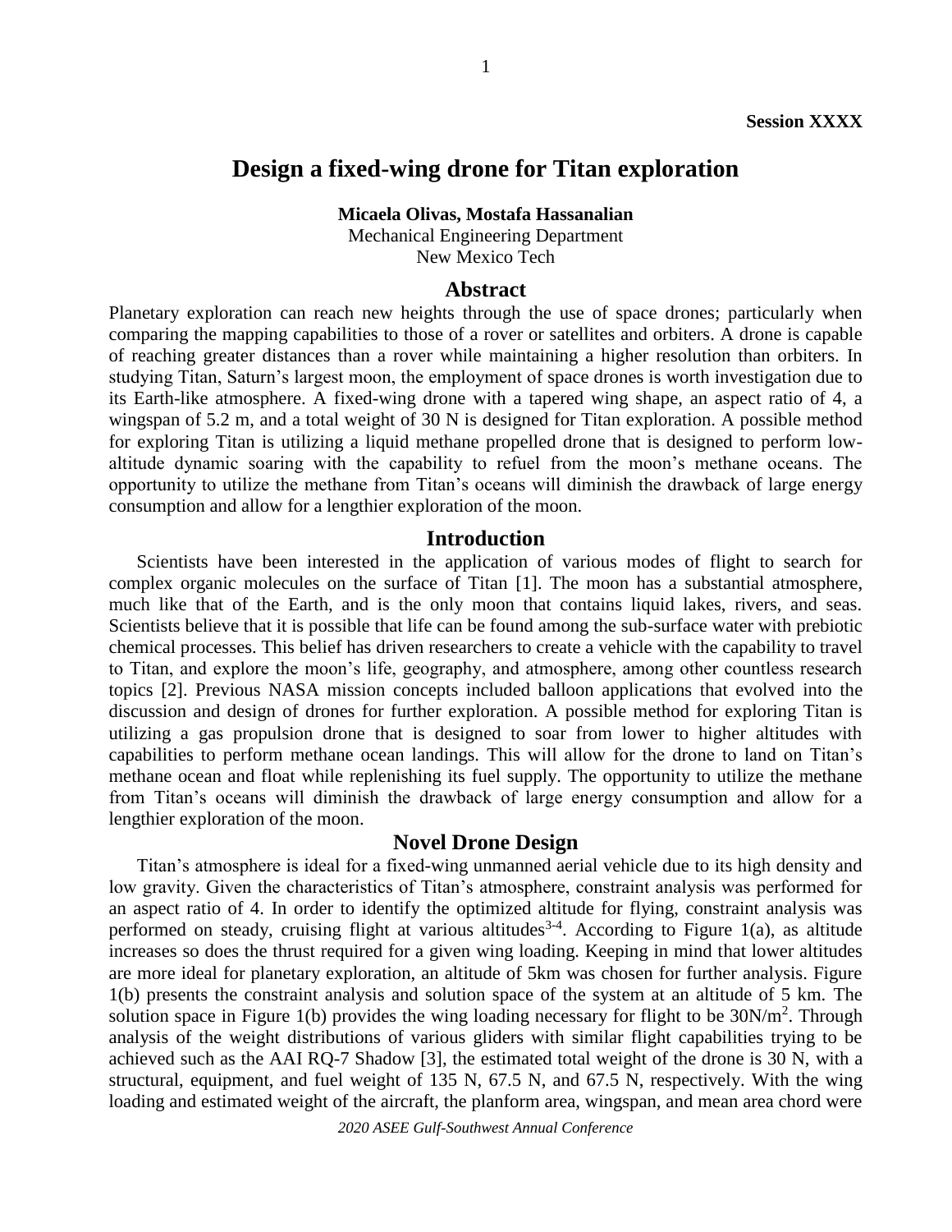**Session XXXX**

# Design a fixed-wing drone for Titan exploration

**Micaela Olivas, Mostafa Hassanalian**
Mechanical Engineering Department
New Mexico Tech

## Abstract

Planetary exploration can reach new heights through the use of space drones; particularly when comparing the mapping capabilities to those of a rover or satellites and orbiters. A drone is capable of reaching greater distances than a rover while maintaining a higher resolution than orbiters. In studying Titan, Saturn's largest moon, the employment of space drones is worth investigation due to its Earth-like atmosphere. A fixed-wing drone with a tapered wing shape, an aspect ratio of 4, a wingspan of 5.2 m, and a total weight of 30 N is designed for Titan exploration. A possible method for exploring Titan is utilizing a liquid methane propelled drone that is designed to perform low-altitude dynamic soaring with the capability to refuel from the moon's methane oceans. The opportunity to utilize the methane from Titan's oceans will diminish the drawback of large energy consumption and allow for a lengthier exploration of the moon.

## Introduction

Scientists have been interested in the application of various modes of flight to search for complex organic molecules on the surface of Titan [1]. The moon has a substantial atmosphere, much like that of the Earth, and is the only moon that contains liquid lakes, rivers, and seas. Scientists believe that it is possible that life can be found among the sub-surface water with prebiotic chemical processes. This belief has driven researchers to create a vehicle with the capability to travel to Titan, and explore the moon's life, geography, and atmosphere, among other countless research topics [2]. Previous NASA mission concepts included balloon applications that evolved into the discussion and design of drones for further exploration. A possible method for exploring Titan is utilizing a gas propulsion drone that is designed to soar from lower to higher altitudes with capabilities to perform methane ocean landings. This will allow for the drone to land on Titan's methane ocean and float while replenishing its fuel supply. The opportunity to utilize the methane from Titan's oceans will diminish the drawback of large energy consumption and allow for a lengthier exploration of the moon.

## Novel Drone Design

Titan's atmosphere is ideal for a fixed-wing unmanned aerial vehicle due to its high density and low gravity. Given the characteristics of Titan's atmosphere, constraint analysis was performed for an aspect ratio of 4. In order to identify the optimized altitude for flying, constraint analysis was performed on steady, cruising flight at various altitudes[3-4]. According to Figure 1(a), as altitude increases so does the thrust required for a given wing loading. Keeping in mind that lower altitudes are more ideal for planetary exploration, an altitude of 5km was chosen for further analysis. Figure 1(b) presents the constraint analysis and solution space of the system at an altitude of 5 km. The solution space in Figure 1(b) provides the wing loading necessary for flight to be $30\text{N/m}^2$. Through analysis of the weight distributions of various gliders with similar flight capabilities trying to be achieved such as the AAI RQ-7 Shadow [3], the estimated total weight of the drone is 30 N, with a structural, equipment, and fuel weight of 135 N, 67.5 N, and 67.5 N, respectively. With the wing loading and estimated weight of the aircraft, the planform area, wingspan, and mean area chord were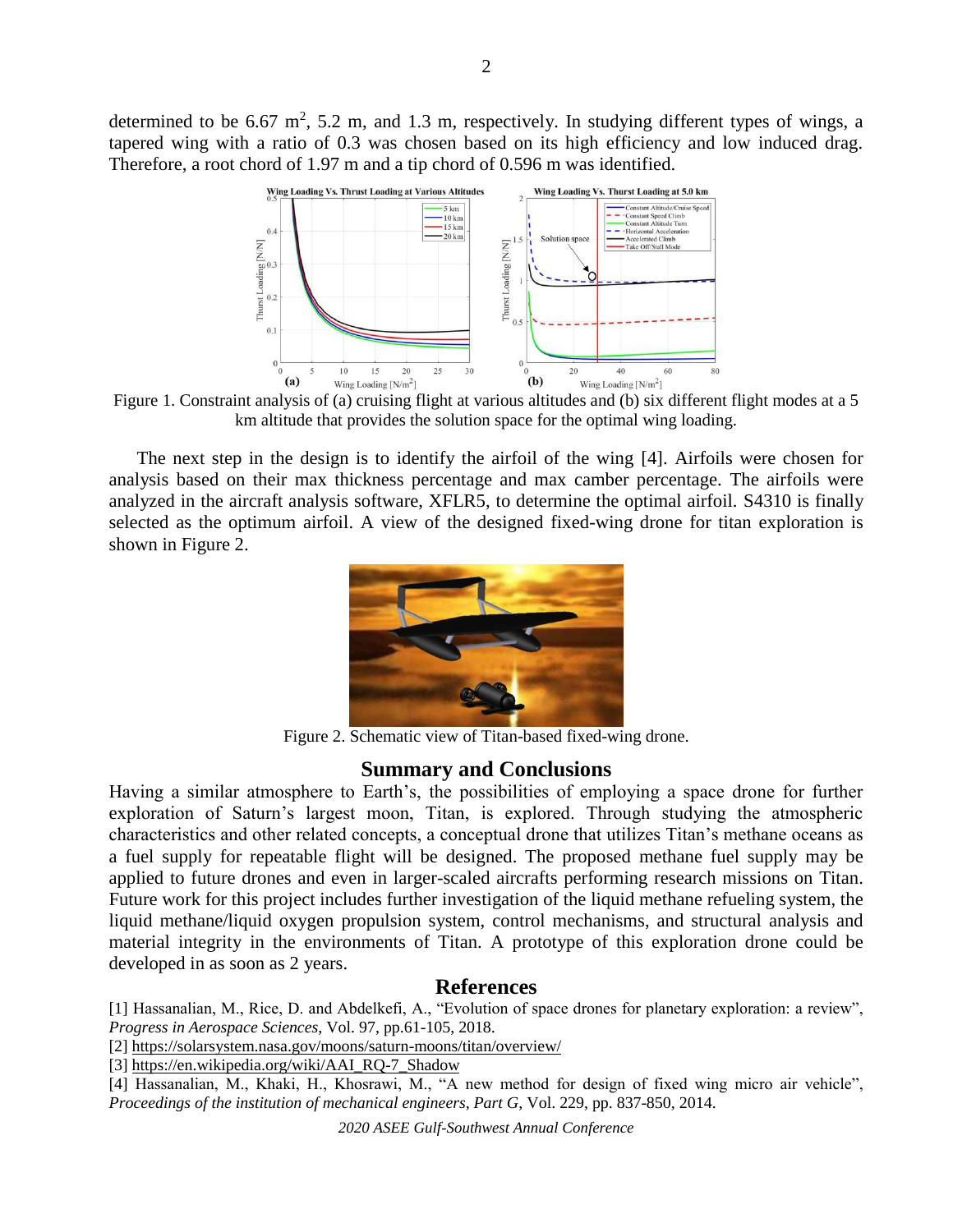determined to be 6.67 $m^2$, 5.2 m, and 1.3 m, respectively. In studying different types of wings, a tapered wing with a ratio of 0.3 was chosen based on its high efficiency and low induced drag. Therefore, a root chord of 1.97 m and a tip chord of 0.596 m was identified.

Wing Loading Vs. Thrust Loading at Various Altitudes

Thrust Loading [N/N]

0.5
0.4
0.3
0.2
0.1
0

0 5 10 15 20 25 30

Wing Loading [N/m²]

5 km
10 km
15 km
20 km

(a)

Wing Loading Vs. Thurst Loading at 5.0 km

Thrust Loading [N/N]

2
1.5
1
0.5
0

0 20 40 60 80

Wing Loading [N/m²]

Solution space

Constant Altitude/Cruise Speed
Constant Speed Climb
Constant Altitude Turn
Horizontal Acceleration
Accelerated Climb
Take Off/Stall Mode

(b)

Figure 1. Constraint analysis of (a) cruising flight at various altitudes and (b) six different flight modes at a 5 km altitude that provides the solution space for the optimal wing loading.

The next step in the design is to identify the airfoil of the wing [4]. Airfoils were chosen for analysis based on their max thickness percentage and max camber percentage. The airfoils were analyzed in the aircraft analysis software, XFLR5, to determine the optimal airfoil. S4310 is finally selected as the optimum airfoil. A view of the designed fixed-wing drone for titan exploration is shown in Figure 2.

Figure 2. Schematic view of Titan-based fixed-wing drone.

## Summary and Conclusions

Having a similar atmosphere to Earth's, the possibilities of employing a space drone for further exploration of Saturn's largest moon, Titan, is explored. Through studying the atmospheric characteristics and other related concepts, a conceptual drone that utilizes Titan's methane oceans as a fuel supply for repeatable flight will be designed. The proposed methane fuel supply may be applied to future drones and even in larger-scaled aircrafts performing research missions on Titan. Future work for this project includes further investigation of the liquid methane refueling system, the liquid methane/liquid oxygen propulsion system, control mechanisms, and structural analysis and material integrity in the environments of Titan. A prototype of this exploration drone could be developed in as soon as 2 years.

## References

[1] Hassanalian, M., Rice, D. and Abdelkefi, A., "Evolution of space drones for planetary exploration: a review", *Progress in Aerospace Sciences*, Vol. 97, pp.61-105, 2018.

[2] https://solarsystem.nasa.gov/moons/saturn-moons/titan/overview/

[3] https://en.wikipedia.org/wiki/AAI_RQ-7_Shadow

[4] Hassanalian, M., Khaki, H., Khosrawi, M., "A new method for design of fixed wing micro air vehicle", *Proceedings of the institution of mechanical engineers, Part G*, Vol. 229, pp. 837-850, 2014.